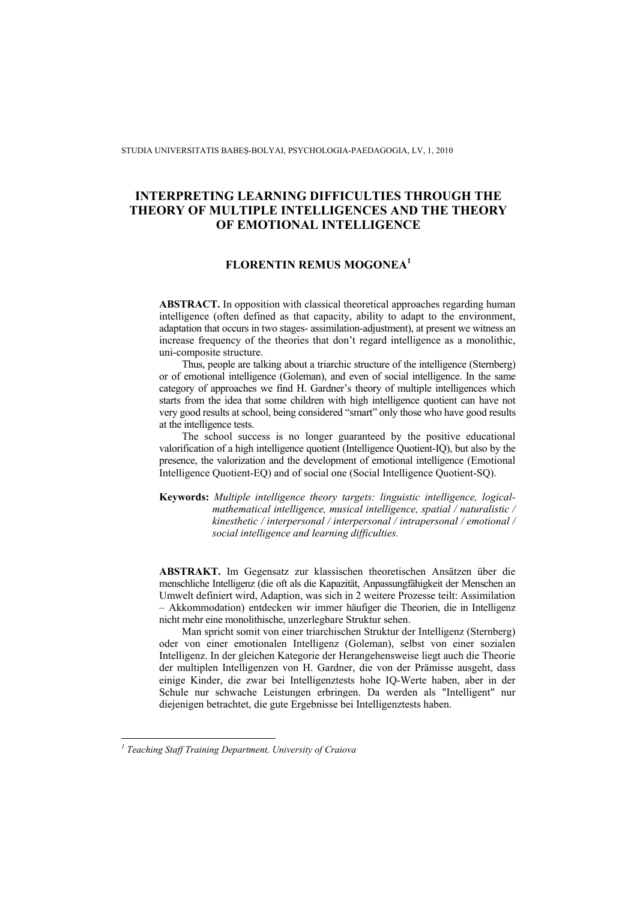# INTERPRETING LEARNING DIFFICULTIES THROUGH THE THEORY OF MULTIPLE INTELLIGENCES AND THE THEORY OF EMOTIONAL INTELLIGENCE

## FLORENTIN REMUS MOGONEA[1]

**ABSTRACT.** In opposition with classical theoretical approaches regarding human intelligence (often defined as that capacity, ability to adapt to the environment, adaptation that occurs in two stages- assimilation-adjustment), at present we witness an increase frequency of the theories that don't regard intelligence as a monolithic, uni-composite structure.

Thus, people are talking about a triarchic structure of the intelligence (Sternberg) or of emotional intelligence (Goleman), and even of social intelligence. In the same category of approaches we find H. Gardner's theory of multiple intelligences which starts from the idea that some children with high intelligence quotient can have not very good results at school, being considered "smart" only those who have good results at the intelligence tests.

The school success is no longer guaranteed by the positive educational valorification of a high intelligence quotient (Intelligence Quotient-IQ), but also by the presence, the valorization and the development of emotional intelligence (Emotional Intelligence Quotient-EQ) and of social one (Social Intelligence Quotient-SQ).

**Keywords:** *Multiple intelligence theory targets: linguistic intelligence, logical-mathematical intelligence, musical intelligence, spatial / naturalistic / kinesthetic / interpersonal / interpersonal / intrapersonal / emotional / social intelligence and learning difficulties.*

**ABSTRAKT.** Im Gegensatz zur klassischen theoretischen Ansätzen über die menschliche Intelligenz (die oft als die Kapazität, Anpassungfähigkeit der Menschen an Umwelt definiert wird, Adaption, was sich in 2 weitere Prozesse teilt: Assimilation – Akkommodation) entdecken wir immer häufiger die Theorien, die in Intelligenz nicht mehr eine monolithische, unzerlegbare Struktur sehen.

Man spricht somit von einer triarchischen Struktur der Intelligenz (Sternberg) oder von einer emotionalen Intelligenz (Goleman), selbst von einer sozialen Intelligenz. In der gleichen Kategorie der Herangehensweise liegt auch die Theorie der multiplen Intelligenzen von H. Gardner, die von der Prämisse ausgeht, dass einige Kinder, die zwar bei Intelligenztests hohe IQ-Werte haben, aber in der Schule nur schwache Leistungen erbringen. Da werden als "Intelligent" nur diejenigen betrachtet, die gute Ergebnisse bei Intelligenztests haben.

---

[1] *Teaching Staff Training Department, University of Craiova*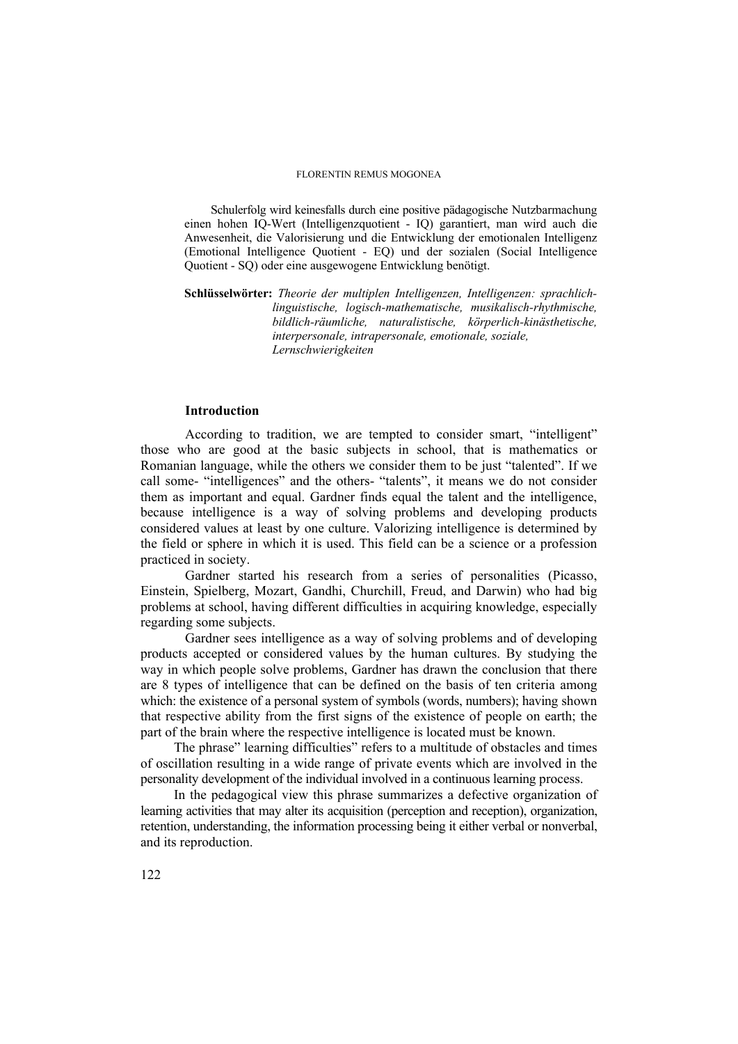Schulerfolg wird keinesfalls durch eine positive pädagogische Nutzbarmachung einen hohen IQ-Wert (Intelligenzquotient - IQ) garantiert, man wird auch die Anwesenheit, die Valorisierung und die Entwicklung der emotionalen Intelligenz (Emotional Intelligence Quotient - EQ) und der sozialen (Social Intelligence Quotient - SQ) oder eine ausgewogene Entwicklung benötigt.

**Schlüsselwörter:** *Theorie der multiplen Intelligenzen, Intelligenzen: sprachlich-linguistische, logisch-mathematische, musikalisch-rhythmische, bildlich-räumliche, naturalistische, körperlich-kinästhetische, interpersonale, intrapersonale, emotionale, soziale, Lernschwierigkeiten*

## Introduction

According to tradition, we are tempted to consider smart, "intelligent" those who are good at the basic subjects in school, that is mathematics or Romanian language, while the others we consider them to be just "talented". If we call some- "intelligences" and the others- "talents", it means we do not consider them as important and equal. Gardner finds equal the talent and the intelligence, because intelligence is a way of solving problems and developing products considered values at least by one culture. Valorizing intelligence is determined by the field or sphere in which it is used. This field can be a science or a profession practiced in society.

Gardner started his research from a series of personalities (Picasso, Einstein, Spielberg, Mozart, Gandhi, Churchill, Freud, and Darwin) who had big problems at school, having different difficulties in acquiring knowledge, especially regarding some subjects.

Gardner sees intelligence as a way of solving problems and of developing products accepted or considered values by the human cultures. By studying the way in which people solve problems, Gardner has drawn the conclusion that there are 8 types of intelligence that can be defined on the basis of ten criteria among which: the existence of a personal system of symbols (words, numbers); having shown that respective ability from the first signs of the existence of people on earth; the part of the brain where the respective intelligence is located must be known.

The phrase" learning difficulties" refers to a multitude of obstacles and times of oscillation resulting in a wide range of private events which are involved in the personality development of the individual involved in a continuous learning process.

In the pedagogical view this phrase summarizes a defective organization of learning activities that may alter its acquisition (perception and reception), organization, retention, understanding, the information processing being it either verbal or nonverbal, and its reproduction.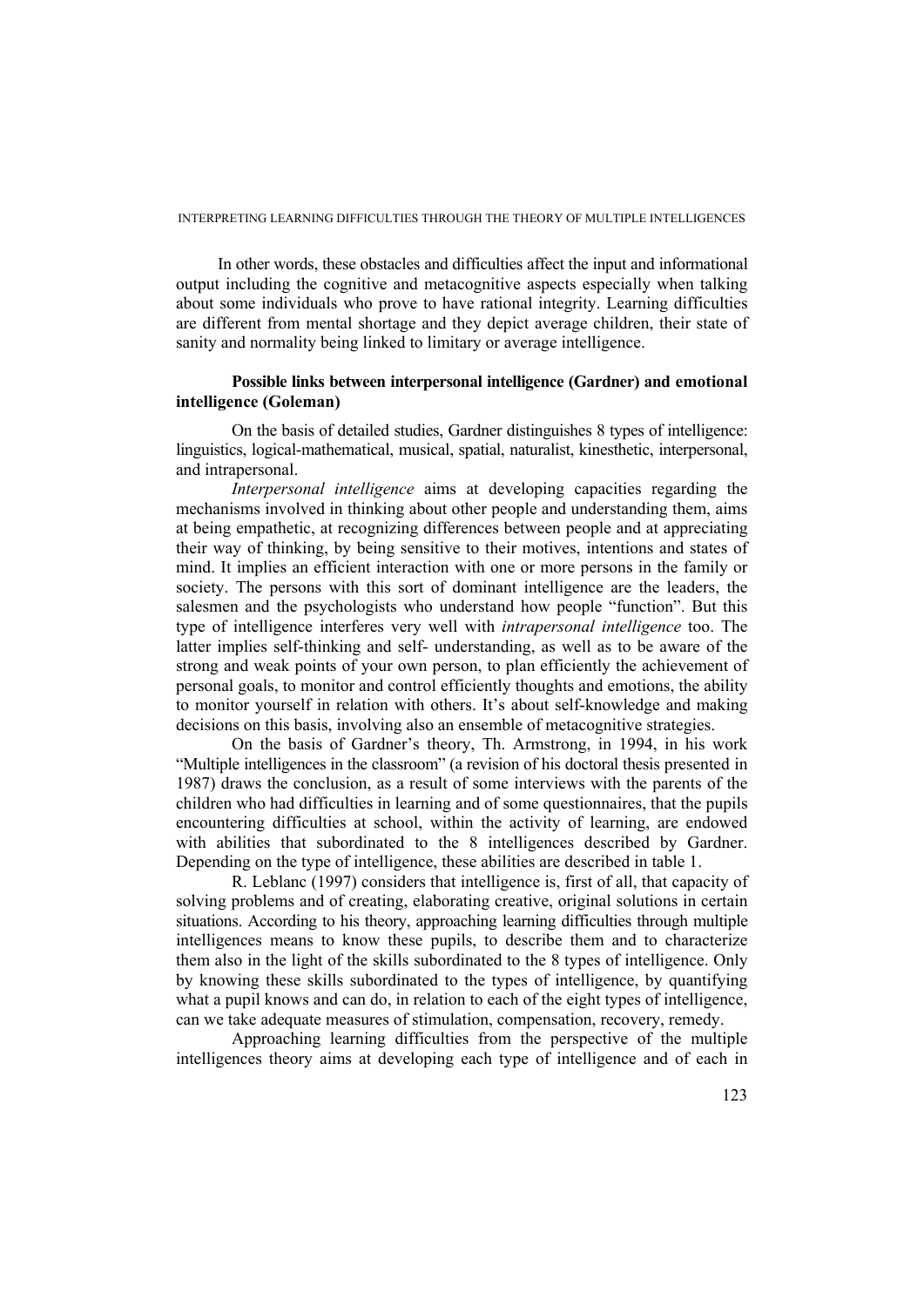In other words, these obstacles and difficulties affect the input and informational output including the cognitive and metacognitive aspects especially when talking about some individuals who prove to have rational integrity. Learning difficulties are different from mental shortage and they depict average children, their state of sanity and normality being linked to limitary or average intelligence.

### Possible links between interpersonal intelligence (Gardner) and emotional intelligence (Goleman)

On the basis of detailed studies, Gardner distinguishes 8 types of intelligence: linguistics, logical-mathematical, musical, spatial, naturalist, kinesthetic, interpersonal, and intrapersonal.

*Interpersonal intelligence* aims at developing capacities regarding the mechanisms involved in thinking about other people and understanding them, aims at being empathetic, at recognizing differences between people and at appreciating their way of thinking, by being sensitive to their motives, intentions and states of mind. It implies an efficient interaction with one or more persons in the family or society. The persons with this sort of dominant intelligence are the leaders, the salesmen and the psychologists who understand how people "function". But this type of intelligence interferes very well with *intrapersonal intelligence* too. The latter implies self-thinking and self- understanding, as well as to be aware of the strong and weak points of your own person, to plan efficiently the achievement of personal goals, to monitor and control efficiently thoughts and emotions, the ability to monitor yourself in relation with others. It's about self-knowledge and making decisions on this basis, involving also an ensemble of metacognitive strategies.

On the basis of Gardner's theory, Th. Armstrong, in 1994, in his work "Multiple intelligences in the classroom" (a revision of his doctoral thesis presented in 1987) draws the conclusion, as a result of some interviews with the parents of the children who had difficulties in learning and of some questionnaires, that the pupils encountering difficulties at school, within the activity of learning, are endowed with abilities that subordinated to the 8 intelligences described by Gardner. Depending on the type of intelligence, these abilities are described in table 1.

R. Leblanc (1997) considers that intelligence is, first of all, that capacity of solving problems and of creating, elaborating creative, original solutions in certain situations. According to his theory, approaching learning difficulties through multiple intelligences means to know these pupils, to describe them and to characterize them also in the light of the skills subordinated to the 8 types of intelligence. Only by knowing these skills subordinated to the types of intelligence, by quantifying what a pupil knows and can do, in relation to each of the eight types of intelligence, can we take adequate measures of stimulation, compensation, recovery, remedy.

Approaching learning difficulties from the perspective of the multiple intelligences theory aims at developing each type of intelligence and of each in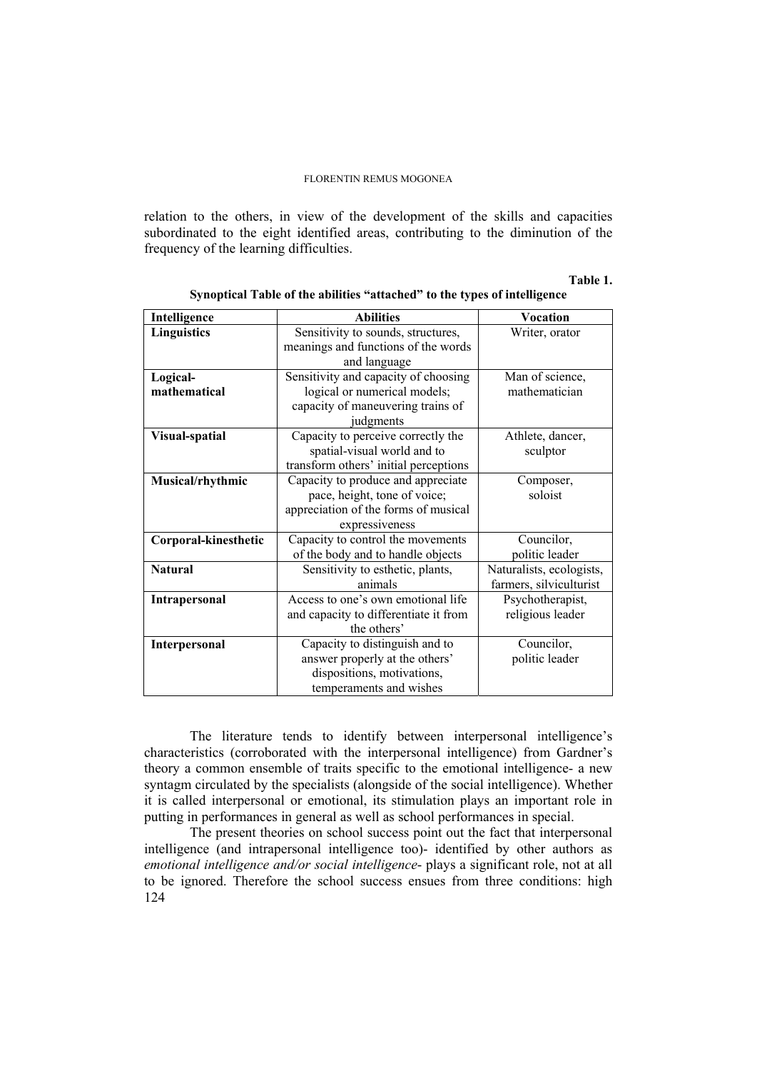relation to the others, in view of the development of the skills and capacities subordinated to the eight identified areas, contributing to the diminution of the frequency of the learning difficulties.

**Table 1.**

**Synoptical Table of the abilities "attached" to the types of intelligence**

| Intelligence | Abilities | Vocation |
|---|---|---|
| **Linguistics** | Sensitivity to sounds, structures, meanings and functions of the words and language | Writer, orator |
| **Logical-mathematical** | Sensitivity and capacity of choosing logical or numerical models; capacity of maneuvering trains of judgments | Man of science, mathematician |
| **Visual-spatial** | Capacity to perceive correctly the spatial-visual world and to transform others' initial perceptions | Athlete, dancer, sculptor |
| **Musical/rhythmic** | Capacity to produce and appreciate pace, height, tone of voice; appreciation of the forms of musical expressiveness | Composer, soloist |
| **Corporal-kinesthetic** | Capacity to control the movements of the body and to handle objects | Councilor, politic leader |
| **Natural** | Sensitivity to esthetic, plants, animals | Naturalists, ecologists, farmers, silviculturist |
| **Intrapersonal** | Access to one's own emotional life and capacity to differentiate it from the others' | Psychotherapist, religious leader |
| **Interpersonal** | Capacity to distinguish and to answer properly at the others' dispositions, motivations, temperaments and wishes | Councilor, politic leader |

The literature tends to identify between interpersonal intelligence's characteristics (corroborated with the interpersonal intelligence) from Gardner's theory a common ensemble of traits specific to the emotional intelligence- a new syntagm circulated by the specialists (alongside of the social intelligence). Whether it is called interpersonal or emotional, its stimulation plays an important role in putting in performances in general as well as school performances in special.

The present theories on school success point out the fact that interpersonal intelligence (and intrapersonal intelligence too)- identified by other authors as *emotional intelligence and/or social intelligence*- plays a significant role, not at all to be ignored. Therefore the school success ensues from three conditions: high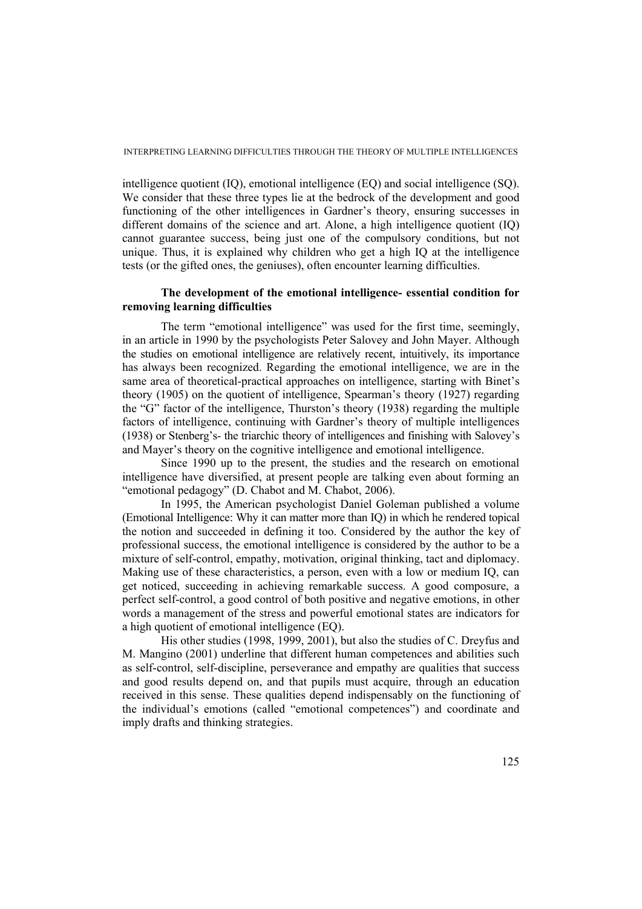intelligence quotient (IQ), emotional intelligence (EQ) and social intelligence (SQ). We consider that these three types lie at the bedrock of the development and good functioning of the other intelligences in Gardner's theory, ensuring successes in different domains of the science and art. Alone, a high intelligence quotient (IQ) cannot guarantee success, being just one of the compulsory conditions, but not unique. Thus, it is explained why children who get a high IQ at the intelligence tests (or the gifted ones, the geniuses), often encounter learning difficulties.

### The development of the emotional intelligence- essential condition for removing learning difficulties

The term "emotional intelligence" was used for the first time, seemingly, in an article in 1990 by the psychologists Peter Salovey and John Mayer. Although the studies on emotional intelligence are relatively recent, intuitively, its importance has always been recognized. Regarding the emotional intelligence, we are in the same area of theoretical-practical approaches on intelligence, starting with Binet's theory (1905) on the quotient of intelligence, Spearman's theory (1927) regarding the "G" factor of the intelligence, Thurston's theory (1938) regarding the multiple factors of intelligence, continuing with Gardner's theory of multiple intelligences (1938) or Stenberg's- the triarchic theory of intelligences and finishing with Salovey's and Mayer's theory on the cognitive intelligence and emotional intelligence.

Since 1990 up to the present, the studies and the research on emotional intelligence have diversified, at present people are talking even about forming an "emotional pedagogy" (D. Chabot and M. Chabot, 2006).

In 1995, the American psychologist Daniel Goleman published a volume (Emotional Intelligence: Why it can matter more than IQ) in which he rendered topical the notion and succeeded in defining it too. Considered by the author the key of professional success, the emotional intelligence is considered by the author to be a mixture of self-control, empathy, motivation, original thinking, tact and diplomacy. Making use of these characteristics, a person, even with a low or medium IQ, can get noticed, succeeding in achieving remarkable success. A good composure, a perfect self-control, a good control of both positive and negative emotions, in other words a management of the stress and powerful emotional states are indicators for a high quotient of emotional intelligence (EQ).

His other studies (1998, 1999, 2001), but also the studies of C. Dreyfus and M. Mangino (2001) underline that different human competences and abilities such as self-control, self-discipline, perseverance and empathy are qualities that success and good results depend on, and that pupils must acquire, through an education received in this sense. These qualities depend indispensably on the functioning of the individual's emotions (called "emotional competences") and coordinate and imply drafts and thinking strategies.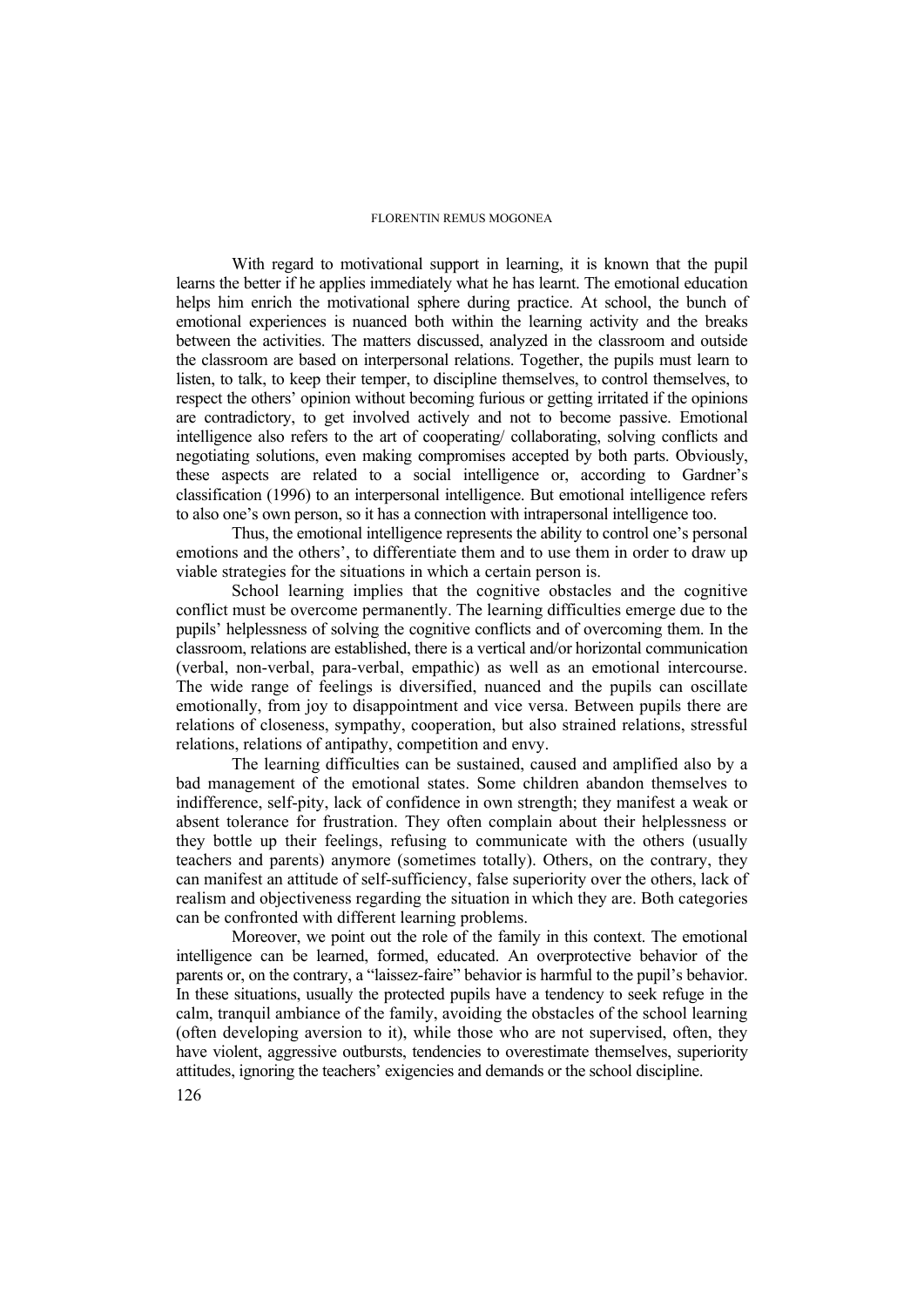With regard to motivational support in learning, it is known that the pupil learns the better if he applies immediately what he has learnt. The emotional education helps him enrich the motivational sphere during practice. At school, the bunch of emotional experiences is nuanced both within the learning activity and the breaks between the activities. The matters discussed, analyzed in the classroom and outside the classroom are based on interpersonal relations. Together, the pupils must learn to listen, to talk, to keep their temper, to discipline themselves, to control themselves, to respect the others' opinion without becoming furious or getting irritated if the opinions are contradictory, to get involved actively and not to become passive. Emotional intelligence also refers to the art of cooperating/ collaborating, solving conflicts and negotiating solutions, even making compromises accepted by both parts. Obviously, these aspects are related to a social intelligence or, according to Gardner's classification (1996) to an interpersonal intelligence. But emotional intelligence refers to also one's own person, so it has a connection with intrapersonal intelligence too.

Thus, the emotional intelligence represents the ability to control one's personal emotions and the others', to differentiate them and to use them in order to draw up viable strategies for the situations in which a certain person is.

School learning implies that the cognitive obstacles and the cognitive conflict must be overcome permanently. The learning difficulties emerge due to the pupils' helplessness of solving the cognitive conflicts and of overcoming them. In the classroom, relations are established, there is a vertical and/or horizontal communication (verbal, non-verbal, para-verbal, empathic) as well as an emotional intercourse. The wide range of feelings is diversified, nuanced and the pupils can oscillate emotionally, from joy to disappointment and vice versa. Between pupils there are relations of closeness, sympathy, cooperation, but also strained relations, stressful relations, relations of antipathy, competition and envy.

The learning difficulties can be sustained, caused and amplified also by a bad management of the emotional states. Some children abandon themselves to indifference, self-pity, lack of confidence in own strength; they manifest a weak or absent tolerance for frustration. They often complain about their helplessness or they bottle up their feelings, refusing to communicate with the others (usually teachers and parents) anymore (sometimes totally). Others, on the contrary, they can manifest an attitude of self-sufficiency, false superiority over the others, lack of realism and objectiveness regarding the situation in which they are. Both categories can be confronted with different learning problems.

Moreover, we point out the role of the family in this context. The emotional intelligence can be learned, formed, educated. An overprotective behavior of the parents or, on the contrary, a "laissez-faire" behavior is harmful to the pupil's behavior. In these situations, usually the protected pupils have a tendency to seek refuge in the calm, tranquil ambiance of the family, avoiding the obstacles of the school learning (often developing aversion to it), while those who are not supervised, often, they have violent, aggressive outbursts, tendencies to overestimate themselves, superiority attitudes, ignoring the teachers' exigencies and demands or the school discipline.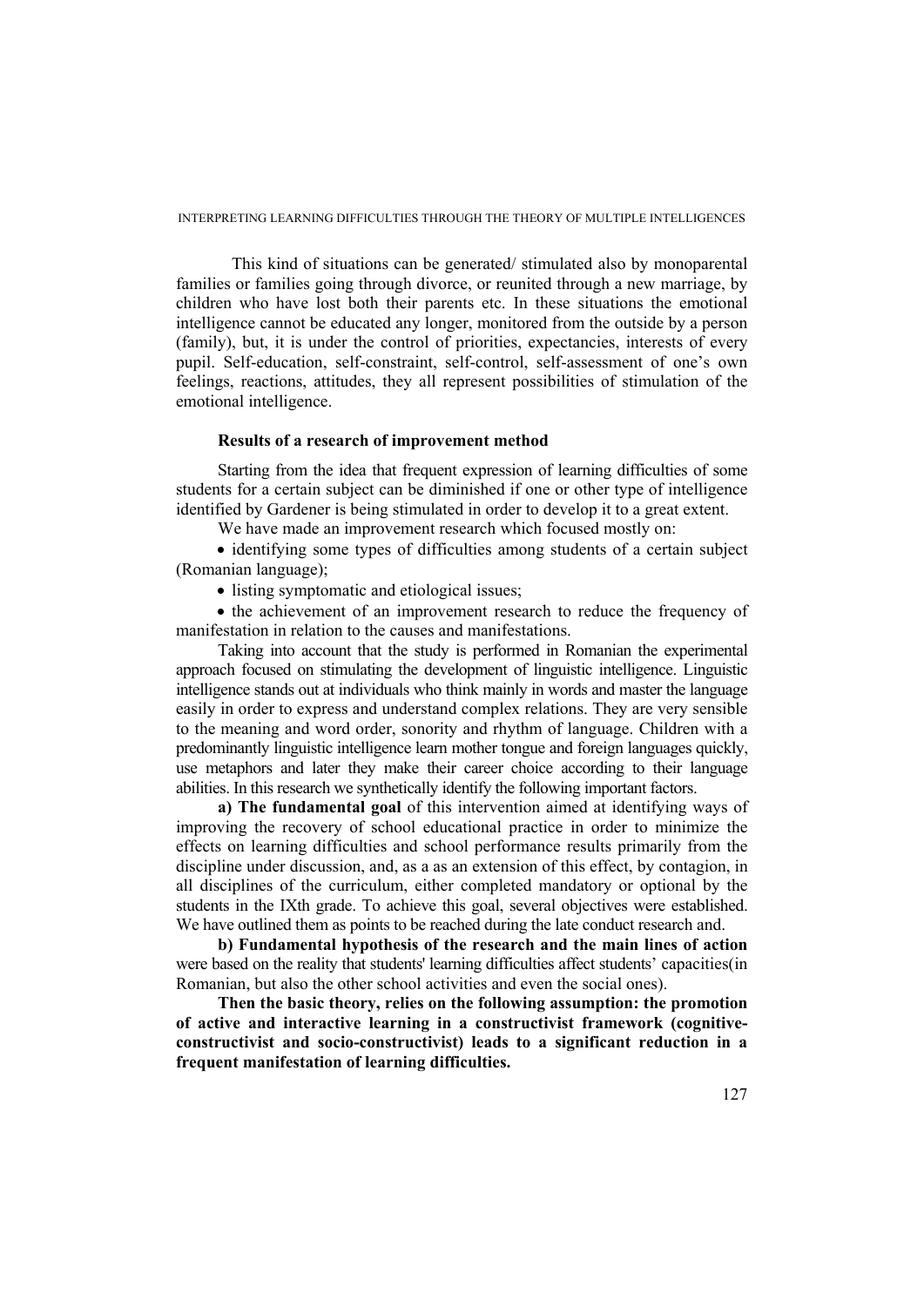This kind of situations can be generated/ stimulated also by monoparental families or families going through divorce, or reunited through a new marriage, by children who have lost both their parents etc. In these situations the emotional intelligence cannot be educated any longer, monitored from the outside by a person (family), but, it is under the control of priorities, expectancies, interests of every pupil. Self-education, self-constraint, self-control, self-assessment of one's own feelings, reactions, attitudes, they all represent possibilities of stimulation of the emotional intelligence.

**Results of a research of improvement method**

Starting from the idea that frequent expression of learning difficulties of some students for a certain subject can be diminished if one or other type of intelligence identified by Gardener is being stimulated in order to develop it to a great extent.

We have made an improvement research which focused mostly on:

- identifying some types of difficulties among students of a certain subject (Romanian language);
- listing symptomatic and etiological issues;
- the achievement of an improvement research to reduce the frequency of manifestation in relation to the causes and manifestations.

Taking into account that the study is performed in Romanian the experimental approach focused on stimulating the development of linguistic intelligence. Linguistic intelligence stands out at individuals who think mainly in words and master the language easily in order to express and understand complex relations. They are very sensible to the meaning and word order, sonority and rhythm of language. Children with a predominantly linguistic intelligence learn mother tongue and foreign languages quickly, use metaphors and later they make their career choice according to their language abilities. In this research we synthetically identify the following important factors.

**a) The fundamental goal** of this intervention aimed at identifying ways of improving the recovery of school educational practice in order to minimize the effects on learning difficulties and school performance results primarily from the discipline under discussion, and, as a as an extension of this effect, by contagion, in all disciplines of the curriculum, either completed mandatory or optional by the students in the IXth grade. To achieve this goal, several objectives were established. We have outlined them as points to be reached during the late conduct research and.

**b) Fundamental hypothesis of the research and the main lines of action** were based on the reality that students' learning difficulties affect students' capacities(in Romanian, but also the other school activities and even the social ones).

**Then the basic theory, relies on the following assumption: the promotion of active and interactive learning in a constructivist framework (cognitive-constructivist and socio-constructivist) leads to a significant reduction in a frequent manifestation of learning difficulties.**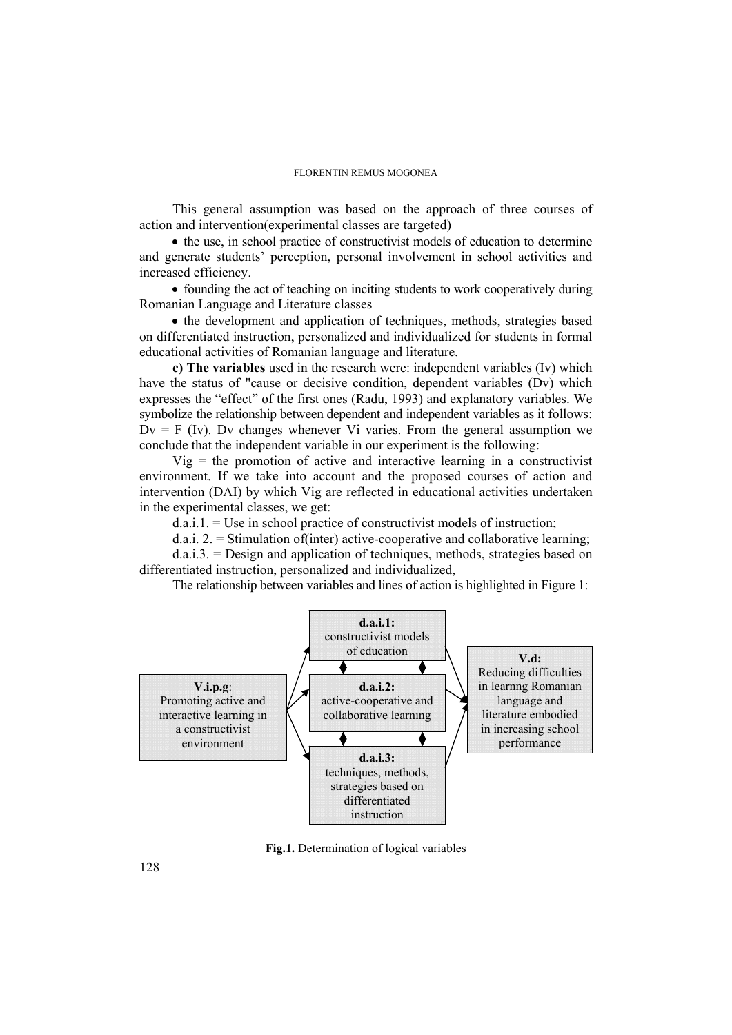This general assumption was based on the approach of three courses of action and intervention(experimental classes are targeted)

- the use, in school practice of constructivist models of education to determine and generate students' perception, personal involvement in school activities and increased efficiency.
- founding the act of teaching on inciting students to work cooperatively during Romanian Language and Literature classes
- the development and application of techniques, methods, strategies based on differentiated instruction, personalized and individualized for students in formal educational activities of Romanian language and literature.

**c) The variables** used in the research were: independent variables (Iv) which have the status of "cause or decisive condition, dependent variables (Dv) which expresses the "effect" of the first ones (Radu, 1993) and explanatory variables. We symbolize the relationship between dependent and independent variables as it follows: Dv = F (Iv). Dv changes whenever Vi varies. From the general assumption we conclude that the independent variable in our experiment is the following:

Vig = the promotion of active and interactive learning in a constructivist environment. If we take into account and the proposed courses of action and intervention (DAI) by which Vig are reflected in educational activities undertaken in the experimental classes, we get:

d.a.i.1. = Use in school practice of constructivist models of instruction;

d.a.i. 2. = Stimulation of(inter) active-cooperative and collaborative learning;

d.a.i.3. = Design and application of techniques, methods, strategies based on differentiated instruction, personalized and individualized,

The relationship between variables and lines of action is highlighted in Figure 1:

**V.i.p.g**: Promoting active and interactive learning in a constructivist environment

**d.a.i.1:** constructivist models of education

**d.a.i.2:** active-cooperative and collaborative learning

**d.a.i.3:** techniques, methods, strategies based on differentiated instruction

**V.d:** Reducing difficulties in learnng Romanian language and literature embodied in increasing school performance

**Fig.1.** Determination of logical variables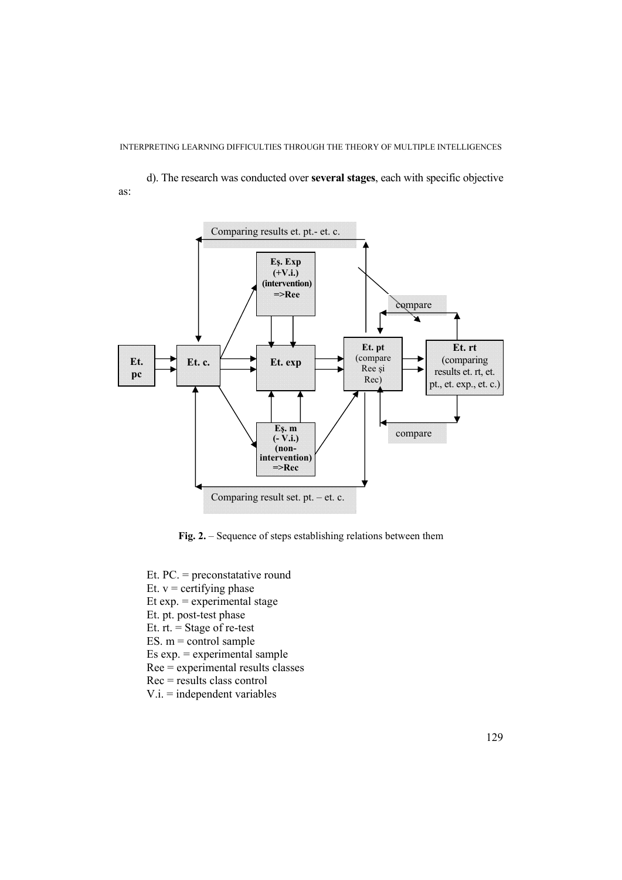d). The research was conducted over **several stages**, each with specific objective as:

**Fig. 2.** – Sequence of steps establishing relations between them

Et. PC. = preconstatative round  
Et. v = certifying phase  
Et exp. = experimental stage  
Et. pt. post-test phase  
Et. rt. = Stage of re-test  
ES. m = control sample  
Es exp. = experimental sample  
Ree = experimental results classes  
Rec = results class control  
V.i. = independent variables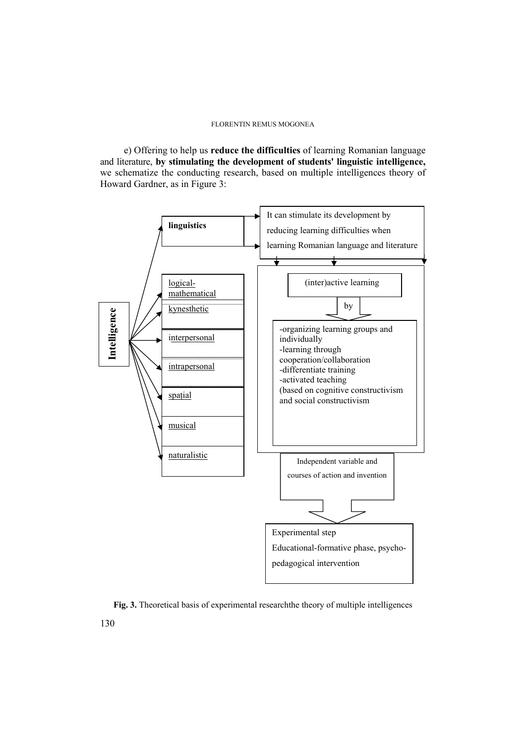e) Offering to help us **reduce the difficulties** of learning Romanian language and literature, **by stimulating the development of students' linguistic intelligence,** we schematize the conducting research, based on multiple intelligences theory of Howard Gardner, as in Figure 3:

**Intelligence**

- **linguistics**
- logical-mathematical
- kynesthetic
- interpersonal
- intrapersonal
- spațial
- musical
- naturalistic

It can stimulate its development by reducing learning difficulties when learning Romanian language and literature

(inter)active learning

by

-organizing learning groups and individually
-learning through cooperation/collaboration
-differentiate training
-activated teaching
(based on cognitive constructivism and social constructivism

Independent variable and courses of action and invention

Experimental step
Educational-formative phase, psycho-pedagogical intervention

**Fig. 3.** Theoretical basis of experimental researchthe theory of multiple intelligences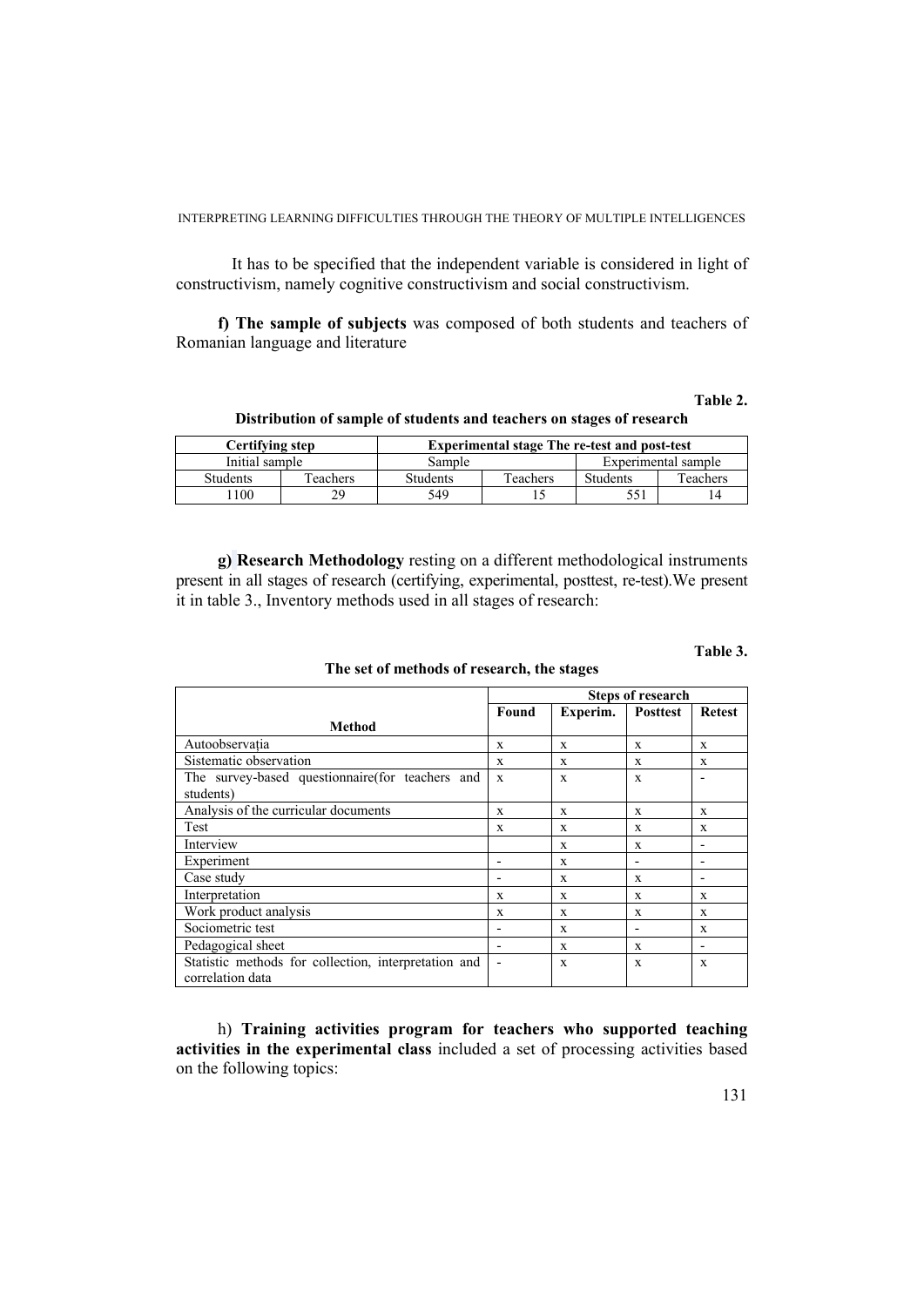It has to be specified that the independent variable is considered in light of constructivism, namely cognitive constructivism and social constructivism.

**f) The sample of subjects** was composed of both students and teachers of Romanian language and literature

**Table 2.**

**Distribution of sample of students and teachers on stages of research**

| Certifying step | | Experimental stage The re-test and post-test | | | |
|---|---|---|---|---|---|
| Initial sample | | Sample | | Experimental sample | |
| Students | Teachers | Students | Teachers | Students | Teachers |
| 1100 | 29 | 549 | 15 | 551 | 14 |

**g) Research Methodology** resting on a different methodological instruments present in all stages of research (certifying, experimental, posttest, re-test).We present it in table 3., Inventory methods used in all stages of research:

**Table 3.**

**The set of methods of research, the stages**

| Method | Steps of research | | | |
|---|---|---|---|---|
| | Found | Experim. | Posttest | Retest |
| Autoobservația | x | x | x | x |
| Sistematic observation | x | x | x | x |
| The survey-based questionnaire(for teachers and students) | x | x | x | - |
| Analysis of the curricular documents | x | x | x | x |
| Test | x | x | x | x |
| Interview | | x | x | - |
| Experiment | - | x | - | - |
| Case study | - | x | x | - |
| Interpretation | x | x | x | x |
| Work product analysis | x | x | x | x |
| Sociometric test | - | x | - | x |
| Pedagogical sheet | - | x | x | - |
| Statistic methods for collection, interpretation and correlation data | - | x | x | x |

h) **Training activities program for teachers who supported teaching activities in the experimental class** included a set of processing activities based on the following topics: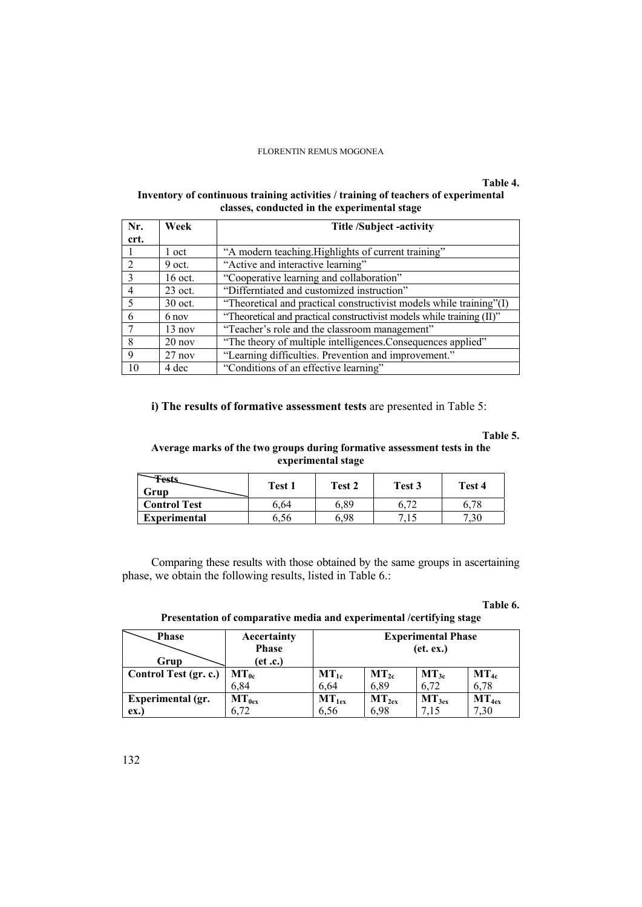**Table 4.**

**Inventory of continuous training activities / training of teachers of experimental classes, conducted in the experimental stage**

| Nr. crt. | Week | Title /Subject -activity |
|---|---|---|
| 1 | 1 oct | "A modern teaching.Highlights of current training" |
| 2 | 9 oct. | "Active and interactive learning" |
| 3 | 16 oct. | "Cooperative learning and collaboration" |
| 4 | 23 oct. | "Differntiated and customized instruction" |
| 5 | 30 oct. | "Theoretical and practical constructivist models while training"(I) |
| 6 | 6 nov | "Theoretical and practical constructivist models while training (II)" |
| 7 | 13 nov | "Teacher's role and the classroom management" |
| 8 | 20 nov | "The theory of multiple intelligences.Consequences applied" |
| 9 | 27 nov | "Learning difficulties. Prevention and improvement." |
| 10 | 4 dec | "Conditions of an effective learning" |

**i) The results of formative assessment tests** are presented in Table 5:

**Table 5.**

**Average marks of the two groups during formative assessment tests in the experimental stage**

| Tests / Grup | Test 1 | Test 2 | Test 3 | Test 4 |
|---|---|---|---|---|
| **Control Test** | 6,64 | 6,89 | 6,72 | 6,78 |
| **Experimental** | 6,56 | 6,98 | 7,15 | 7,30 |

Comparing these results with those obtained by the same groups in ascertaining phase, we obtain the following results, listed in Table 6.:

**Table 6.**

**Presentation of comparative media and experimental /certifying stage**

| Phase / Grup | Aecertainty Phase (et .c.) | Experimental Phase (et. ex.) | | | |
|---|---|---|---|---|---|
| **Control Test (gr. c.)** | $MT_{0c}$ 6,84 | $MT_{1c}$ 6,64 | $MT_{2c}$ 6,89 | $MT_{3c}$ 6,72 | $MT_{4c}$ 6,78 |
| **Experimental (gr. ex.)** | $MT_{0ex}$ 6,72 | $MT_{1ex}$ 6,56 | $MT_{2ex}$ 6,98 | $MT_{3ex}$ 7,15 | $MT_{4ex}$ 7,30 |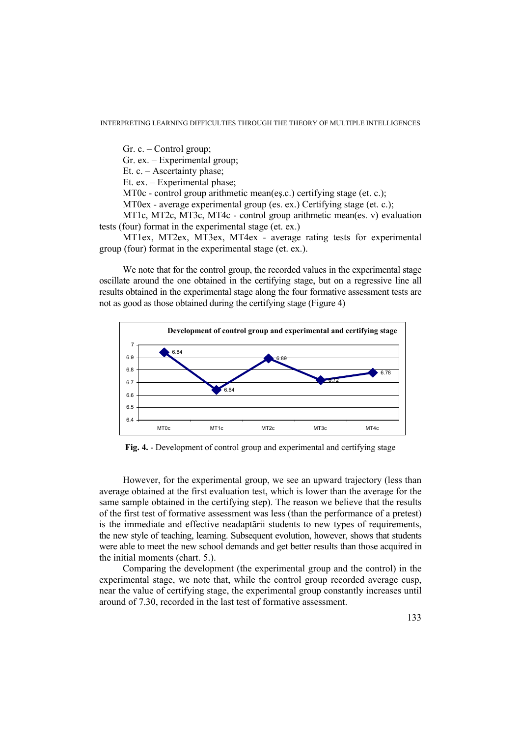Gr. c. – Control group;

Gr. ex. – Experimental group;

Et. c. – Ascertainty phase;

Et. ex. – Experimental phase;

MT0c - control group arithmetic mean(eş.c.) certifying stage (et. c.);

MT0ex - average experimental group (es. ex.) Certifying stage (et. c.);

MT1c, MT2c, MT3c, MT4c - control group arithmetic mean(es. v) evaluation tests (four) format in the experimental stage (et. ex.)

MT1ex, MT2ex, MT3ex, MT4ex - average rating tests for experimental group (four) format in the experimental stage (et. ex.).

We note that for the control group, the recorded values in the experimental stage oscillate around the one obtained in the certifying stage, but on a regressive line all results obtained in the experimental stage along the four formative assessment tests are not as good as those obtained during the certifying stage (Figure 4)

**Development of control group and experimental and certifying stage**

| | MT0c | MT1c | MT2c | MT3c | MT4c |
|---|---|---|---|---|---|
| Value | 6.84 | 6.64 | 6.89 | 6.72 | 6.78 |

**Fig. 4.** - Development of control group and experimental and certifying stage

However, for the experimental group, we see an upward trajectory (less than average obtained at the first evaluation test, which is lower than the average for the same sample obtained in the certifying step). The reason we believe that the results of the first test of formative assessment was less (than the performance of a pretest) is the immediate and effective neadaptării students to new types of requirements, the new style of teaching, learning. Subsequent evolution, however, shows that students were able to meet the new school demands and get better results than those acquired in the initial moments (chart. 5.).

Comparing the development (the experimental group and the control) in the experimental stage, we note that, while the control group recorded average cusp, near the value of certifying stage, the experimental group constantly increases until around of 7.30, recorded in the last test of formative assessment.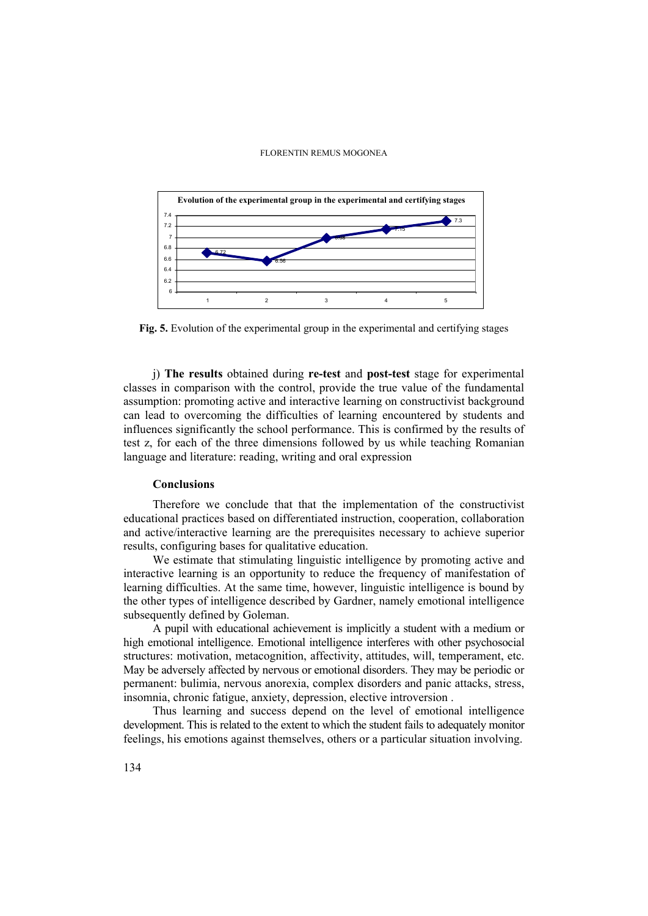**Fig. 5.** Evolution of the experimental group in the experimental and certifying stages

j) **The results** obtained during **re-test** and **post-test** stage for experimental classes in comparison with the control, provide the true value of the fundamental assumption: promoting active and interactive learning on constructivist background can lead to overcoming the difficulties of learning encountered by students and influences significantly the school performance. This is confirmed by the results of test z, for each of the three dimensions followed by us while teaching Romanian language and literature: reading, writing and oral expression

## Conclusions

Therefore we conclude that that the implementation of the constructivist educational practices based on differentiated instruction, cooperation, collaboration and active/interactive learning are the prerequisites necessary to achieve superior results, configuring bases for qualitative education.

We estimate that stimulating linguistic intelligence by promoting active and interactive learning is an opportunity to reduce the frequency of manifestation of learning difficulties. At the same time, however, linguistic intelligence is bound by the other types of intelligence described by Gardner, namely emotional intelligence subsequently defined by Goleman.

A pupil with educational achievement is implicitly a student with a medium or high emotional intelligence. Emotional intelligence interferes with other psychosocial structures: motivation, metacognition, affectivity, attitudes, will, temperament, etc. May be adversely affected by nervous or emotional disorders. They may be periodic or permanent: bulimia, nervous anorexia, complex disorders and panic attacks, stress, insomnia, chronic fatigue, anxiety, depression, elective introversion .

Thus learning and success depend on the level of emotional intelligence development. This is related to the extent to which the student fails to adequately monitor feelings, his emotions against themselves, others or a particular situation involving.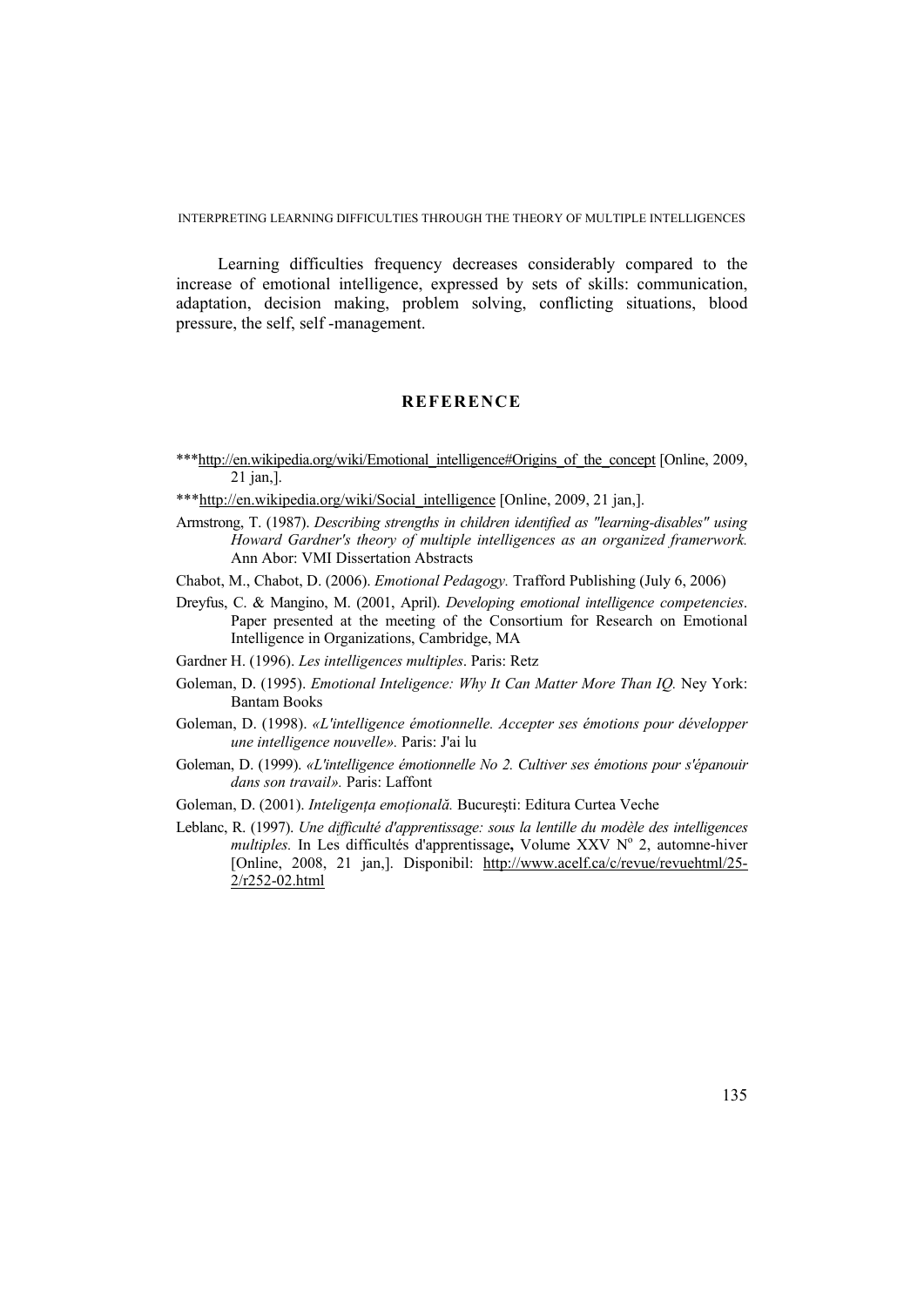Learning difficulties frequency decreases considerably compared to the increase of emotional intelligence, expressed by sets of skills: communication, adaptation, decision making, problem solving, conflicting situations, blood pressure, the self, self -management.

## REFERENCE

***http://en.wikipedia.org/wiki/Emotional_intelligence#Origins_of_the_concept [Online, 2009, 21 jan,].

***http://en.wikipedia.org/wiki/Social_intelligence [Online, 2009, 21 jan,].

Armstrong, T. (1987). *Describing strengths in children identified as "learning-disables" using Howard Gardner's theory of multiple intelligences as an organized framerwork.* Ann Abor: VMI Dissertation Abstracts

Chabot, M., Chabot, D. (2006). *Emotional Pedagogy.* Trafford Publishing (July 6, 2006)

Dreyfus, C. & Mangino, M. (2001, April). *Developing emotional intelligence competencies*. Paper presented at the meeting of the Consortium for Research on Emotional Intelligence in Organizations, Cambridge, MA

Gardner H. (1996). *Les intelligences multiples*. Paris: Retz

Goleman, D. (1995). *Emotional Inteligence: Why It Can Matter More Than IQ.* Ney York: Bantam Books

Goleman, D. (1998). *«L'intelligence émotionnelle. Accepter ses émotions pour développer une intelligence nouvelle».* Paris: J'ai lu

Goleman, D. (1999). *«L'intelligence émotionnelle No 2. Cultiver ses émotions pour s'épanouir dans son travail».* Paris: Laffont

Goleman, D. (2001). *Inteligența emoțională.* Bucureşti: Editura Curtea Veche

Leblanc, R. (1997). *Une difficulté d'apprentissage: sous la lentille du modèle des intelligences multiples.* In Les difficultés d'apprentissage**,** Volume XXV N° 2, automne-hiver [Online, 2008, 21 jan,]. Disponibil: http://www.acelf.ca/c/revue/revuehtml/25-2/r252-02.html